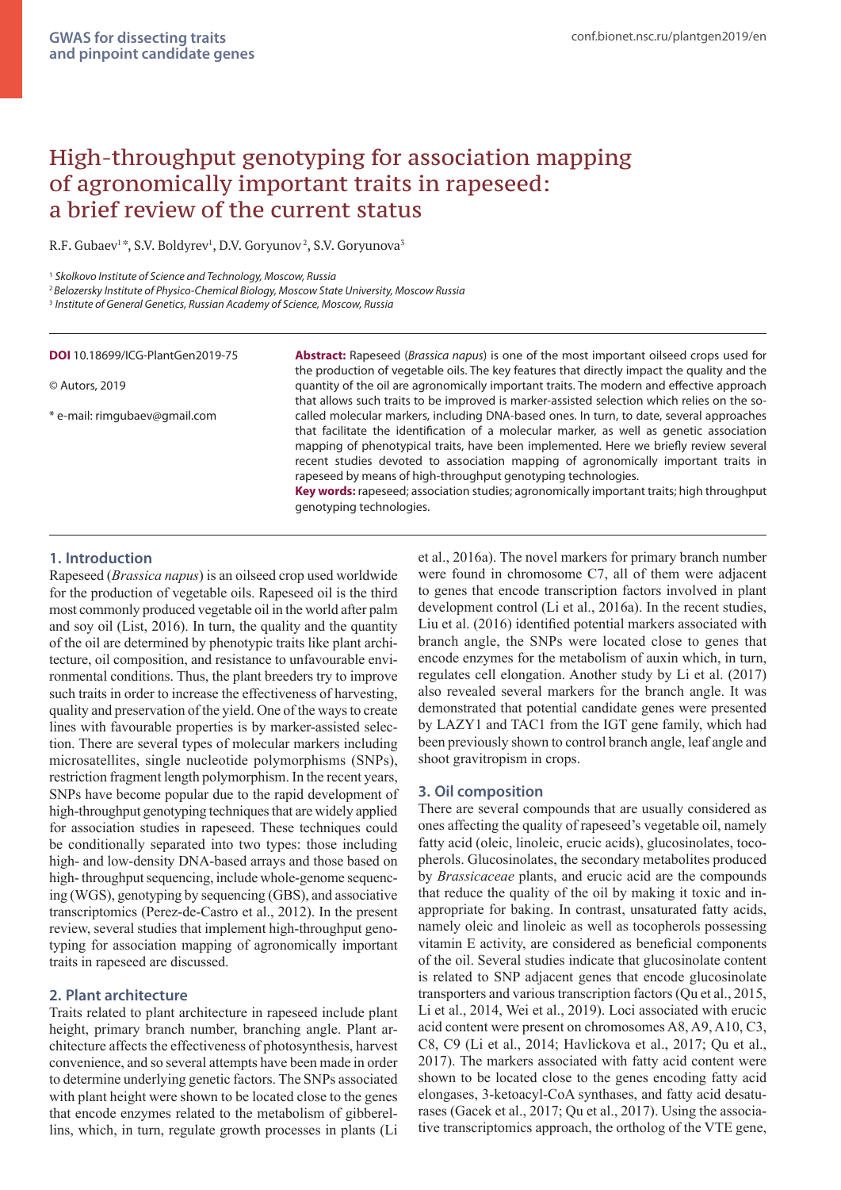# High-throughput genotyping for association mapping of agronomically important traits in rapeseed: a brief review of the current status

R.F. Gubaev[1]*, S.V. Boldyrev[1], D.V. Goryunov[2], S.V. Goryunova[3]

[1] *Skolkovo Institute of Science and Technology, Moscow, Russia*
[2] *Belozersky Institute of Physico-Chemical Biology, Moscow State University, Moscow Russia*
[3] *Institute of General Genetics, Russian Academy of Science, Moscow, Russia*

**DOI** 10.18699/ICG-PlantGen2019-75

© Autors, 2019

\* e-mail: rimgubaev@gmail.com

**Abstract:** Rapeseed (*Brassica napus*) is one of the most important oilseed crops used for the production of vegetable oils. The key features that directly impact the quality and the quantity of the oil are agronomically important traits. The modern and effective approach that allows such traits to be improved is marker-assisted selection which relies on the so-called molecular markers, including DNA-based ones. In turn, to date, several approaches that facilitate the identification of a molecular marker, as well as genetic association mapping of phenotypical traits, have been implemented. Here we briefly review several recent studies devoted to association mapping of agronomically important traits in rapeseed by means of high-throughput genotyping technologies.

**Key words:** rapeseed; association studies; agronomically important traits; high throughput genotyping technologies.

## 1. Introduction

Rapeseed (*Brassica napus*) is an oilseed crop used worldwide for the production of vegetable oils. Rapeseed oil is the third most commonly produced vegetable oil in the world after palm and soy oil (List, 2016). In turn, the quality and the quantity of the oil are determined by phenotypic traits like plant architecture, oil composition, and resistance to unfavourable environmental conditions. Thus, the plant breeders try to improve such traits in order to increase the effectiveness of harvesting, quality and preservation of the yield. One of the ways to create lines with favourable properties is by marker-assisted selection. There are several types of molecular markers including microsatellites, single nucleotide polymorphisms (SNPs), restriction fragment length polymorphism. In the recent years, SNPs have become popular due to the rapid development of high-throughput genotyping techniques that are widely applied for association studies in rapeseed. These techniques could be conditionally separated into two types: those including high- and low-density DNA-based arrays and those based on high- throughput sequencing, include whole-genome sequencing (WGS), genotyping by sequencing (GBS), and associative transcriptomics (Perez-de-Castro et al., 2012). In the present review, several studies that implement high-throughput genotyping for association mapping of agronomically important traits in rapeseed are discussed.

## 2. Plant architecture

Traits related to plant architecture in rapeseed include plant height, primary branch number, branching angle. Plant architecture affects the effectiveness of photosynthesis, harvest convenience, and so several attempts have been made in order to determine underlying genetic factors. The SNPs associated with plant height were shown to be located close to the genes that encode enzymes related to the metabolism of gibberellins, which, in turn, regulate growth processes in plants (Li et al., 2016a). The novel markers for primary branch number were found in chromosome C7, all of them were adjacent to genes that encode transcription factors involved in plant development control (Li et al., 2016a). In the recent studies, Liu et al. (2016) identified potential markers associated with branch angle, the SNPs were located close to genes that encode enzymes for the metabolism of auxin which, in turn, regulates cell elongation. Another study by Li et al. (2017) also revealed several markers for the branch angle. It was demonstrated that potential candidate genes were presented by LAZY1 and TAC1 from the IGT gene family, which had been previously shown to control branch angle, leaf angle and shoot gravitropism in crops.

## 3. Oil composition

There are several compounds that are usually considered as ones affecting the quality of rapeseed's vegetable oil, namely fatty acid (oleic, linoleic, erucic acids), glucosinolates, tocopherols. Glucosinolates, the secondary metabolites produced by *Brassicaceae* plants, and erucic acid are the compounds that reduce the quality of the oil by making it toxic and inappropriate for baking. In contrast, unsaturated fatty acids, namely oleic and linoleic as well as tocopherols possessing vitamin E activity, are considered as beneficial components of the oil. Several studies indicate that glucosinolate content is related to SNP adjacent genes that encode glucosinolate transporters and various transcription factors (Qu et al., 2015, Li et al., 2014, Wei et al., 2019). Loci associated with erucic acid content were present on chromosomes A8, A9, A10, C3, C8, C9 (Li et al., 2014; Havlickova et al., 2017; Qu et al., 2017). The markers associated with fatty acid content were shown to be located close to the genes encoding fatty acid elongases, 3-ketoacyl-CoA synthases, and fatty acid desaturases (Gacek et al., 2017; Qu et al., 2017). Using the associative transcriptomics approach, the ortholog of the VTE gene,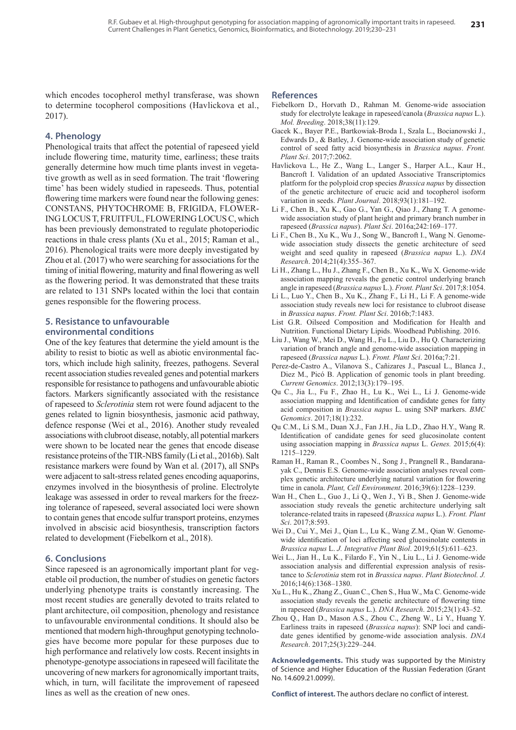which encodes tocopherol methyl transferase, was shown to determine tocopherol compositions (Havlickova et al., 2017).

## 4. Phenology

Phenological traits that affect the potential of rapeseed yield include flowering time, maturity time, earliness; these traits generally determine how much time plants invest in vegetative growth as well as in seed formation. The trait 'flowering time' has been widely studied in rapeseeds. Thus, potential flowering time markers were found near the following genes: CONSTANS, PHYTOCHROME B, FRIGIDA, FLOWERING LOCUS T, FRUITFUL, FLOWERING LOCUS C, which has been previously demonstrated to regulate photoperiodic reactions in thale cress plants (Xu et al., 2015; Raman et al., 2016). Phenological traits were more deeply investigated by Zhou et al. (2017) who were searching for associations for the timing of initial flowering, maturity and final flowering as well as the flowering period. It was demonstrated that these traits are related to 131 SNPs located within the loci that contain genes responsible for the flowering process.

## 5. Resistance to unfavourable environmental conditions

One of the key features that determine the yield amount is the ability to resist to biotic as well as abiotic environmental factors, which include high salinity, freezes, pathogens. Several recent association studies revealed genes and potential markers responsible for resistance to pathogens and unfavourable abiotic factors. Markers significantly associated with the resistance of rapeseed to *Sclerotinia* stem rot were found adjacent to the genes related to lignin biosynthesis, jasmonic acid pathway, defence response (Wei et al., 2016). Another study revealed associations with clubroot disease, notably, all potential markers were shown to be located near the genes that encode disease resistance proteins of the TIR-NBS family (Li et al., 2016b). Salt resistance markers were found by Wan et al. (2017), all SNPs were adjacent to salt-stress related genes encoding aquaporins, enzymes involved in the biosynthesis of proline. Electrolyte leakage was assessed in order to reveal markers for the freezing tolerance of rapeseed, several associated loci were shown to contain genes that encode sulfur transport proteins, enzymes involved in abscisic acid biosynthesis, transcription factors related to development (Fiebelkorn et al., 2018).

## 6. Conclusions

Since rapeseed is an agronomically important plant for vegetable oil production, the number of studies on genetic factors underlying phenotype traits is constantly increasing. The most recent studies are generally devoted to traits related to plant architecture, oil composition, phenology and resistance to unfavourable environmental conditions. It should also be mentioned that modern high-throughput genotyping technologies have become more popular for these purposes due to high performance and relatively low costs. Recent insights in phenotype-genotype associations in rapeseed will facilitate the uncovering of new markers for agronomically important traits, which, in turn, will facilitate the improvement of rapeseed lines as well as the creation of new ones.

## References

Fiebelkorn D., Horvath D., Rahman M. Genome-wide association study for electrolyte leakage in rapeseed/canola (*Brassica napus* L.). *Mol. Breeding*. 2018;38(11):129.

Gacek K., Bayer P.E., Bartkowiak-Broda I., Szala L., Bocianowski J., Edwards D., & Batley, J. Genome-wide association study of genetic control of seed fatty acid biosynthesis in *Brassica napus*. *Front. Plant Sci*. 2017;7:2062.

Havlickova L., He Z., Wang L., Langer S., Harper A.L., Kaur H., Bancroft I. Validation of an updated Associative Transcriptomics platform for the polyploid crop species *Brassica napus* by dissection of the genetic architecture of erucic acid and tocopherol isoform variation in seeds. *Plant Journal*. 2018;93(1):181–192.

Li F., Chen B., Xu K., Gao G., Yan G., Qiao J., Zhang T. A genome-wide association study of plant height and primary branch number in rapeseed (*Brassica napus*). *Plant Sci*. 2016a;242:169–177.

Li F., Chen B., Xu K., Wu J., Song W., Bancroft I., Wang N. Genome-wide association study dissects the genetic architecture of seed weight and seed quality in rapeseed (*Brassica napus* L.). *DNA Research*. 2014;21(4):355–367.

Li H., Zhang L., Hu J., Zhang F., Chen B., Xu K., Wu X. Genome-wide association mapping reveals the genetic control underlying branch angle in rapeseed (*Brassica napus* L.). *Front. Plant Sci*. 2017;8:1054.

Li L., Luo Y., Chen B., Xu K., Zhang F., Li H., Li F. A genome-wide association study reveals new loci for resistance to clubroot disease in *Brassica napus*. *Front. Plant Sci*. 2016b;7:1483.

List G.R. Oilseed Composition and Modification for Health and Nutrition. Functional Dietary Lipids. Woodhead Publishing. 2016.

Liu J., Wang W., Mei D., Wang H., Fu L., Liu D., Hu Q. Characterizing variation of branch angle and genome-wide association mapping in rapeseed (*Brassica napus* L.). *Front. Plant Sci*. 2016a;7:21.

Perez-de-Castro A., Vilanova S., Cañizares J., Pascual L., Blanca J., Diez M., Picó B. Application of genomic tools in plant breeding. *Current Genomics*. 2012;13(3):179–195.

Qu C., Jia L., Fu F., Zhao H., Lu K., Wei L., Li J. Genome-wide association mapping and Identification of candidate genes for fatty acid composition in *Brassica napus* L. using SNP markers. *BMC Genomics*. 2017;18(1):232.

Qu C.M., Li S.M., Duan X.J., Fan J.H., Jia L.D., Zhao H.Y., Wang R. Identification of candidate genes for seed glucosinolate content using association mapping in *Brassica napus* L. *Genes.* 2015;6(4): 1215–1229.

Raman H., Raman R., Coombes N., Song J., Prangnell R., Bandaranayak C., Dennis E.S. Genome-wide association analyses reveal complex genetic architecture underlying natural variation for flowering time in canola. *Plant, Cell Environment*. 2016;39(6):1228–1239.

Wan H., Chen L., Guo J., Li Q., Wen J., Yi B., Shen J. Genome-wide association study reveals the genetic architecture underlying salt tolerance-related traits in rapeseed (*Brassica napus* L.). *Front. Plant Sci*. 2017;8:593.

Wei D., Cui Y., Mei J., Qian L., Lu K., Wang Z.M., Qian W. Genome-wide identification of loci affecting seed glucosinolate contents in *Brassica napus* L. *J. Integrative Plant Biol*. 2019;61(5):611–623.

Wei L., Jian H., Lu K., Filardo F., Yin N., Liu L., Li J. Genome-wide association analysis and differential expression analysis of resistance to *Sclerotinia* stem rot in *Brassica napus*. *Plant Biotechnol. J.* 2016;14(6):1368–1380.

Xu L., Hu K., Zhang Z., Guan C., Chen S., Hua W., Ma C. Genome-wide association study reveals the genetic architecture of flowering time in rapeseed (*Brassica napus* L.). *DNA Research*. 2015;23(1):43–52.

Zhou Q., Han D., Mason A.S., Zhou C., Zheng W., Li Y., Huang Y. Earliness traits in rapeseed (*Brassica napus*): SNP loci and candidate genes identified by genome-wide association analysis. *DNA Research*. 2017;25(3):229–244.

**Acknowledgements.** This study was supported by the Ministry of Science and Higher Education of the Russian Federation (Grant No. 14.609.21.0099).

**Conflict of interest.** The authors declare no conflict of interest.